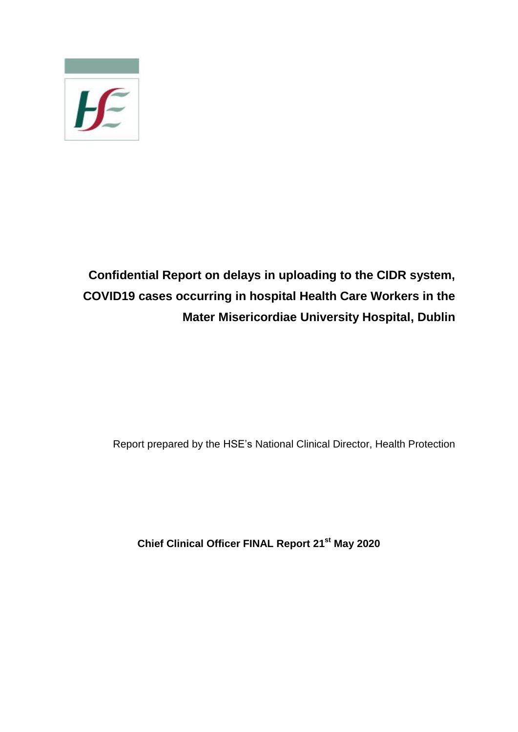# Confidential Report on delays in uploading to the CIDR system, COVID19 cases occurring in hospital Health Care Workers in the Mater Misericordiae University Hospital, Dublin

Report prepared by the HSE's National Clinical Director, Health Protection

**Chief Clinical Officer FINAL Report 21st May 2020**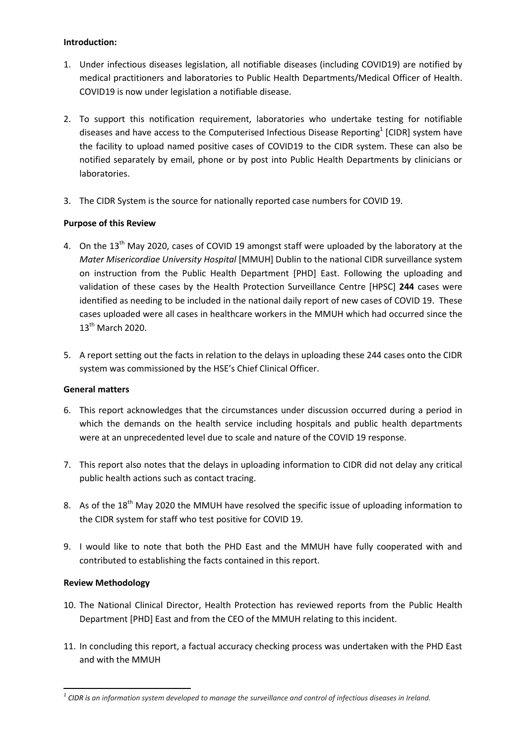**Introduction:**

1. Under infectious diseases legislation, all notifiable diseases (including COVID19) are notified by medical practitioners and laboratories to Public Health Departments/Medical Officer of Health. COVID19 is now under legislation a notifiable disease.

2. To support this notification requirement, laboratories who undertake testing for notifiable diseases and have access to the Computerised Infectious Disease Reporting[1] [CIDR] system have the facility to upload named positive cases of COVID19 to the CIDR system. These can also be notified separately by email, phone or by post into Public Health Departments by clinicians or laboratories.

3. The CIDR System is the source for nationally reported case numbers for COVID 19.

**Purpose of this Review**

4. On the 13th May 2020, cases of COVID 19 amongst staff were uploaded by the laboratory at the *Mater Misericordiae University Hospital* [MMUH] Dublin to the national CIDR surveillance system on instruction from the Public Health Department [PHD] East. Following the uploading and validation of these cases by the Health Protection Surveillance Centre [HPSC] **244** cases were identified as needing to be included in the national daily report of new cases of COVID 19. These cases uploaded were all cases in healthcare workers in the MMUH which had occurred since the 13th March 2020.

5. A report setting out the facts in relation to the delays in uploading these 244 cases onto the CIDR system was commissioned by the HSE's Chief Clinical Officer.

**General matters**

6. This report acknowledges that the circumstances under discussion occurred during a period in which the demands on the health service including hospitals and public health departments were at an unprecedented level due to scale and nature of the COVID 19 response.

7. This report also notes that the delays in uploading information to CIDR did not delay any critical public health actions such as contact tracing.

8. As of the 18th May 2020 the MMUH have resolved the specific issue of uploading information to the CIDR system for staff who test positive for COVID 19.

9. I would like to note that both the PHD East and the MMUH have fully cooperated with and contributed to establishing the facts contained in this report.

**Review Methodology**

10. The National Clinical Director, Health Protection has reviewed reports from the Public Health Department [PHD] East and from the CEO of the MMUH relating to this incident.

11. In concluding this report, a factual accuracy checking process was undertaken with the PHD East and with the MMUH

---

[1] *CIDR is an information system developed to manage the surveillance and control of infectious diseases in Ireland.*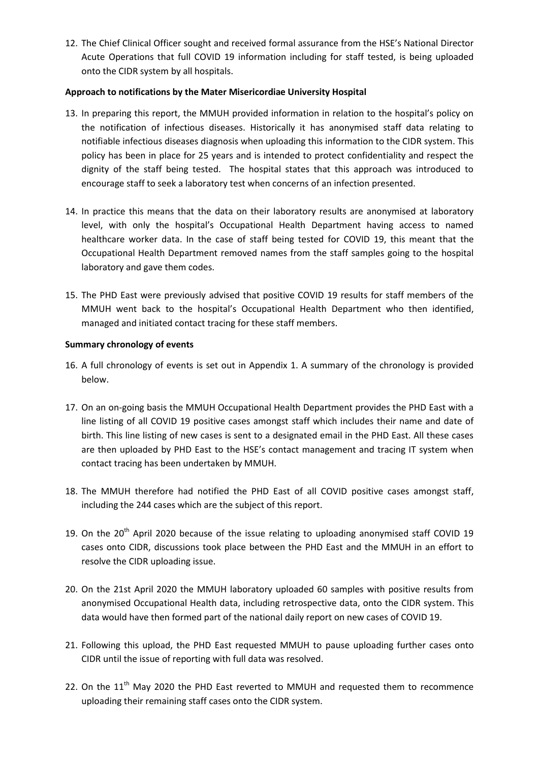12. The Chief Clinical Officer sought and received formal assurance from the HSE's National Director Acute Operations that full COVID 19 information including for staff tested, is being uploaded onto the CIDR system by all hospitals.

**Approach to notifications by the Mater Misericordiae University Hospital**

13. In preparing this report, the MMUH provided information in relation to the hospital's policy on the notification of infectious diseases. Historically it has anonymised staff data relating to notifiable infectious diseases diagnosis when uploading this information to the CIDR system. This policy has been in place for 25 years and is intended to protect confidentiality and respect the dignity of the staff being tested. The hospital states that this approach was introduced to encourage staff to seek a laboratory test when concerns of an infection presented.

14. In practice this means that the data on their laboratory results are anonymised at laboratory level, with only the hospital's Occupational Health Department having access to named healthcare worker data. In the case of staff being tested for COVID 19, this meant that the Occupational Health Department removed names from the staff samples going to the hospital laboratory and gave them codes.

15. The PHD East were previously advised that positive COVID 19 results for staff members of the MMUH went back to the hospital's Occupational Health Department who then identified, managed and initiated contact tracing for these staff members.

**Summary chronology of events**

16. A full chronology of events is set out in Appendix 1. A summary of the chronology is provided below.

17. On an on-going basis the MMUH Occupational Health Department provides the PHD East with a line listing of all COVID 19 positive cases amongst staff which includes their name and date of birth. This line listing of new cases is sent to a designated email in the PHD East. All these cases are then uploaded by PHD East to the HSE's contact management and tracing IT system when contact tracing has been undertaken by MMUH.

18. The MMUH therefore had notified the PHD East of all COVID positive cases amongst staff, including the 244 cases which are the subject of this report.

19. On the 20th April 2020 because of the issue relating to uploading anonymised staff COVID 19 cases onto CIDR, discussions took place between the PHD East and the MMUH in an effort to resolve the CIDR uploading issue.

20. On the 21st April 2020 the MMUH laboratory uploaded 60 samples with positive results from anonymised Occupational Health data, including retrospective data, onto the CIDR system. This data would have then formed part of the national daily report on new cases of COVID 19.

21. Following this upload, the PHD East requested MMUH to pause uploading further cases onto CIDR until the issue of reporting with full data was resolved.

22. On the 11th May 2020 the PHD East reverted to MMUH and requested them to recommence uploading their remaining staff cases onto the CIDR system.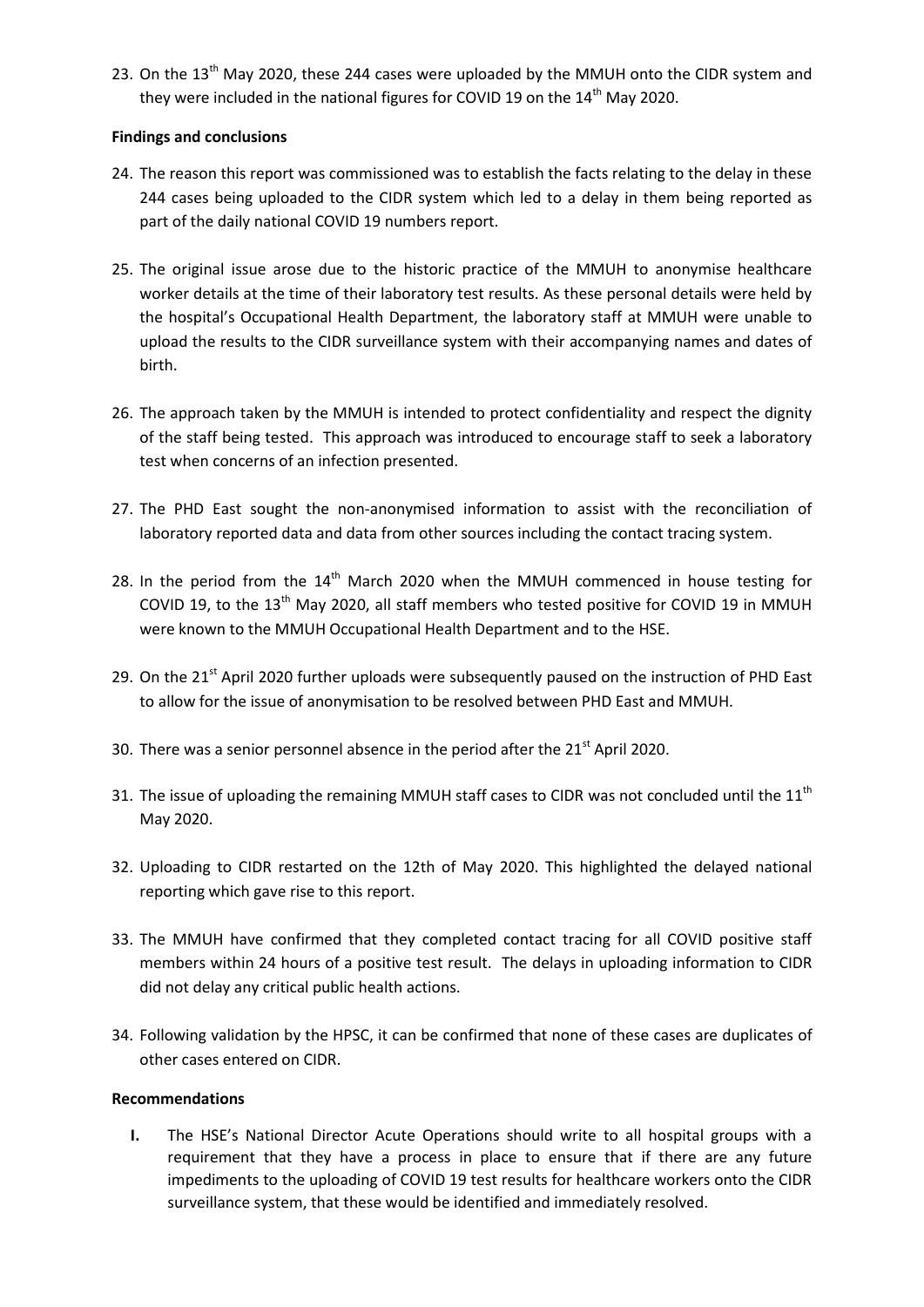23. On the 13th May 2020, these 244 cases were uploaded by the MMUH onto the CIDR system and they were included in the national figures for COVID 19 on the 14th May 2020.

**Findings and conclusions**

24. The reason this report was commissioned was to establish the facts relating to the delay in these 244 cases being uploaded to the CIDR system which led to a delay in them being reported as part of the daily national COVID 19 numbers report.

25. The original issue arose due to the historic practice of the MMUH to anonymise healthcare worker details at the time of their laboratory test results. As these personal details were held by the hospital's Occupational Health Department, the laboratory staff at MMUH were unable to upload the results to the CIDR surveillance system with their accompanying names and dates of birth.

26. The approach taken by the MMUH is intended to protect confidentiality and respect the dignity of the staff being tested. This approach was introduced to encourage staff to seek a laboratory test when concerns of an infection presented.

27. The PHD East sought the non-anonymised information to assist with the reconciliation of laboratory reported data and data from other sources including the contact tracing system.

28. In the period from the 14th March 2020 when the MMUH commenced in house testing for COVID 19, to the 13th May 2020, all staff members who tested positive for COVID 19 in MMUH were known to the MMUH Occupational Health Department and to the HSE.

29. On the 21st April 2020 further uploads were subsequently paused on the instruction of PHD East to allow for the issue of anonymisation to be resolved between PHD East and MMUH.

30. There was a senior personnel absence in the period after the 21st April 2020.

31. The issue of uploading the remaining MMUH staff cases to CIDR was not concluded until the 11th May 2020.

32. Uploading to CIDR restarted on the 12th of May 2020. This highlighted the delayed national reporting which gave rise to this report.

33. The MMUH have confirmed that they completed contact tracing for all COVID positive staff members within 24 hours of a positive test result. The delays in uploading information to CIDR did not delay any critical public health actions.

34. Following validation by the HPSC, it can be confirmed that none of these cases are duplicates of other cases entered on CIDR.

**Recommendations**

I. The HSE's National Director Acute Operations should write to all hospital groups with a requirement that they have a process in place to ensure that if there are any future impediments to the uploading of COVID 19 test results for healthcare workers onto the CIDR surveillance system, that these would be identified and immediately resolved.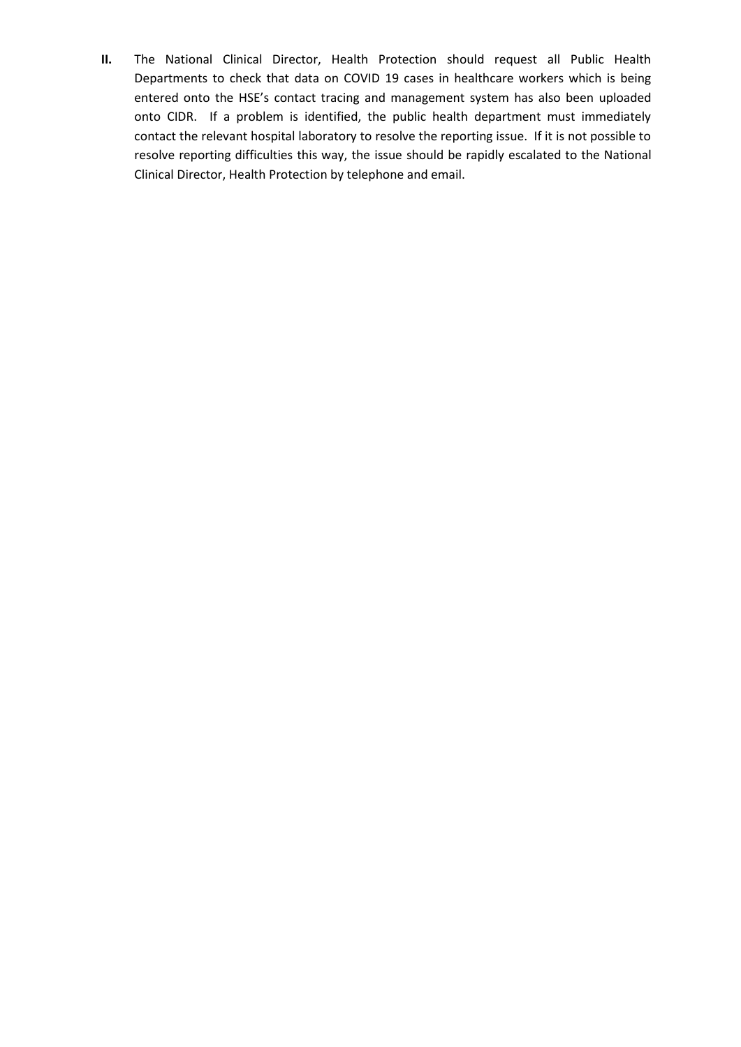**II.** The National Clinical Director, Health Protection should request all Public Health Departments to check that data on COVID 19 cases in healthcare workers which is being entered onto the HSE's contact tracing and management system has also been uploaded onto CIDR. If a problem is identified, the public health department must immediately contact the relevant hospital laboratory to resolve the reporting issue. If it is not possible to resolve reporting difficulties this way, the issue should be rapidly escalated to the National Clinical Director, Health Protection by telephone and email.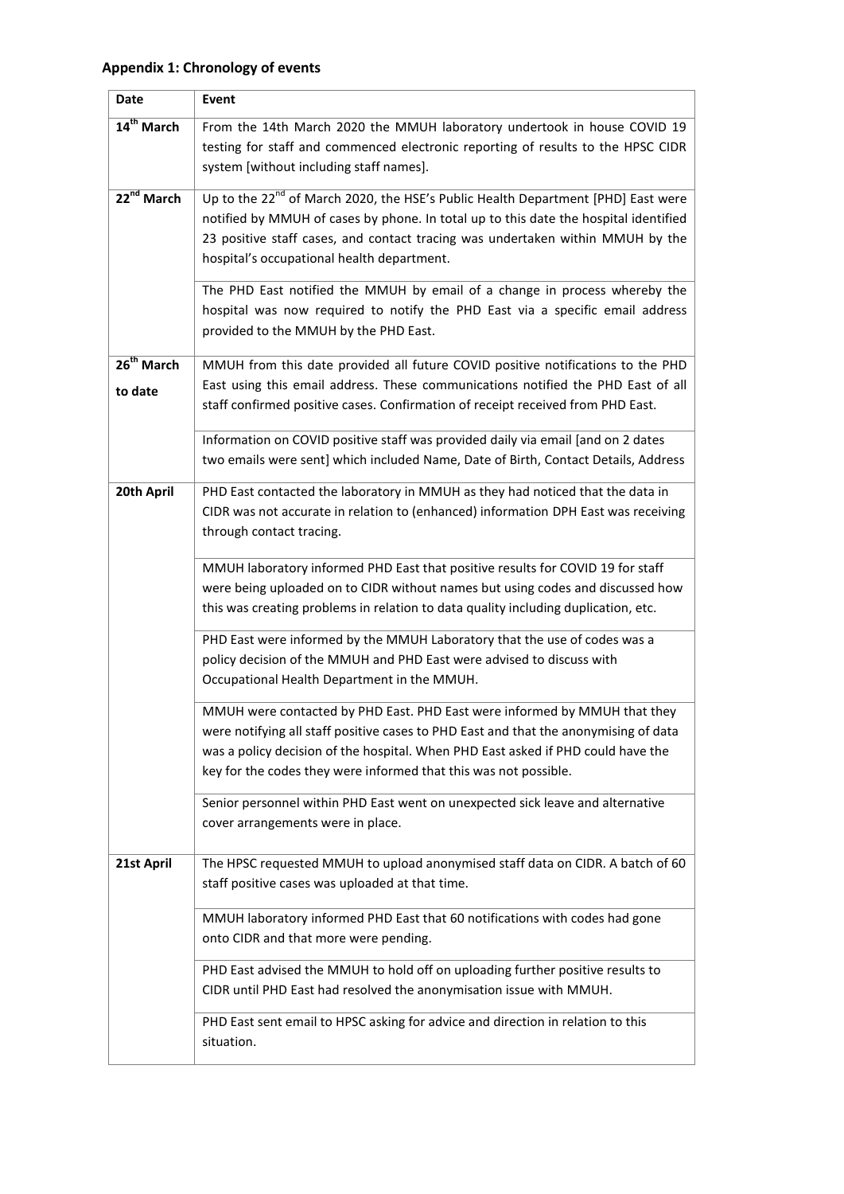### Appendix 1: Chronology of events

| Date | Event |
|---|---|
| 14th March | From the 14th March 2020 the MMUH laboratory undertook in house COVID 19 testing for staff and commenced electronic reporting of results to the HPSC CIDR system [without including staff names]. |
| 22nd March | Up to the 22nd of March 2020, the HSE's Public Health Department [PHD] East were notified by MMUH of cases by phone. In total up to this date the hospital identified 23 positive staff cases, and contact tracing was undertaken within MMUH by the hospital's occupational health department. |
| | The PHD East notified the MMUH by email of a change in process whereby the hospital was now required to notify the PHD East via a specific email address provided to the MMUH by the PHD East. |
| 26th March to date | MMUH from this date provided all future COVID positive notifications to the PHD East using this email address. These communications notified the PHD East of all staff confirmed positive cases. Confirmation of receipt received from PHD East. |
| | Information on COVID positive staff was provided daily via email [and on 2 dates two emails were sent] which included Name, Date of Birth, Contact Details, Address |
| 20th April | PHD East contacted the laboratory in MMUH as they had noticed that the data in CIDR was not accurate in relation to (enhanced) information DPH East was receiving through contact tracing. |
| | MMUH laboratory informed PHD East that positive results for COVID 19 for staff were being uploaded on to CIDR without names but using codes and discussed how this was creating problems in relation to data quality including duplication, etc. |
| | PHD East were informed by the MMUH Laboratory that the use of codes was a policy decision of the MMUH and PHD East were advised to discuss with Occupational Health Department in the MMUH. |
| | MMUH were contacted by PHD East. PHD East were informed by MMUH that they were notifying all staff positive cases to PHD East and that the anonymising of data was a policy decision of the hospital. When PHD East asked if PHD could have the key for the codes they were informed that this was not possible. |
| | Senior personnel within PHD East went on unexpected sick leave and alternative cover arrangements were in place. |
| 21st April | The HPSC requested MMUH to upload anonymised staff data on CIDR. A batch of 60 staff positive cases was uploaded at that time. |
| | MMUH laboratory informed PHD East that 60 notifications with codes had gone onto CIDR and that more were pending. |
| | PHD East advised the MMUH to hold off on uploading further positive results to CIDR until PHD East had resolved the anonymisation issue with MMUH. |
| | PHD East sent email to HPSC asking for advice and direction in relation to this situation. |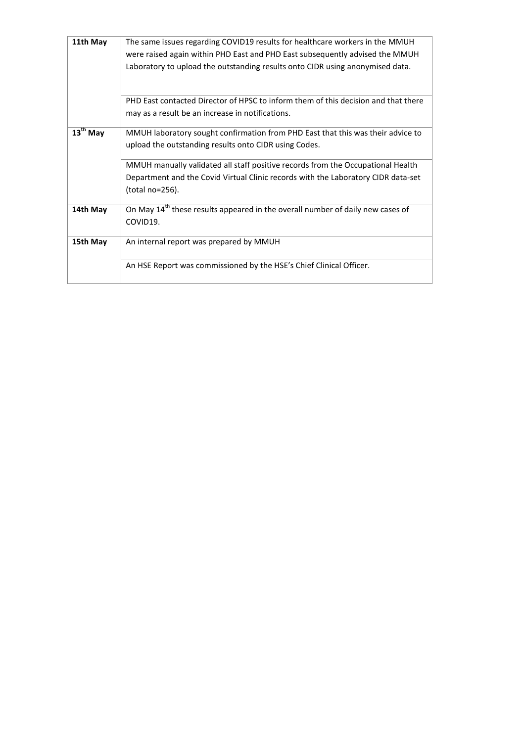| | |
|---|---|
| **11th May** | The same issues regarding COVID19 results for healthcare workers in the MMUH were raised again within PHD East and PHD East subsequently advised the MMUH Laboratory to upload the outstanding results onto CIDR using anonymised data. |
| | PHD East contacted Director of HPSC to inform them of this decision and that there may as a result be an increase in notifications. |
| **13th May** | MMUH laboratory sought confirmation from PHD East that this was their advice to upload the outstanding results onto CIDR using Codes. |
| | MMUH manually validated all staff positive records from the Occupational Health Department and the Covid Virtual Clinic records with the Laboratory CIDR data-set (total no=256). |
| **14th May** | On May 14th these results appeared in the overall number of daily new cases of COVID19. |
| **15th May** | An internal report was prepared by MMUH |
| | An HSE Report was commissioned by the HSE's Chief Clinical Officer. |